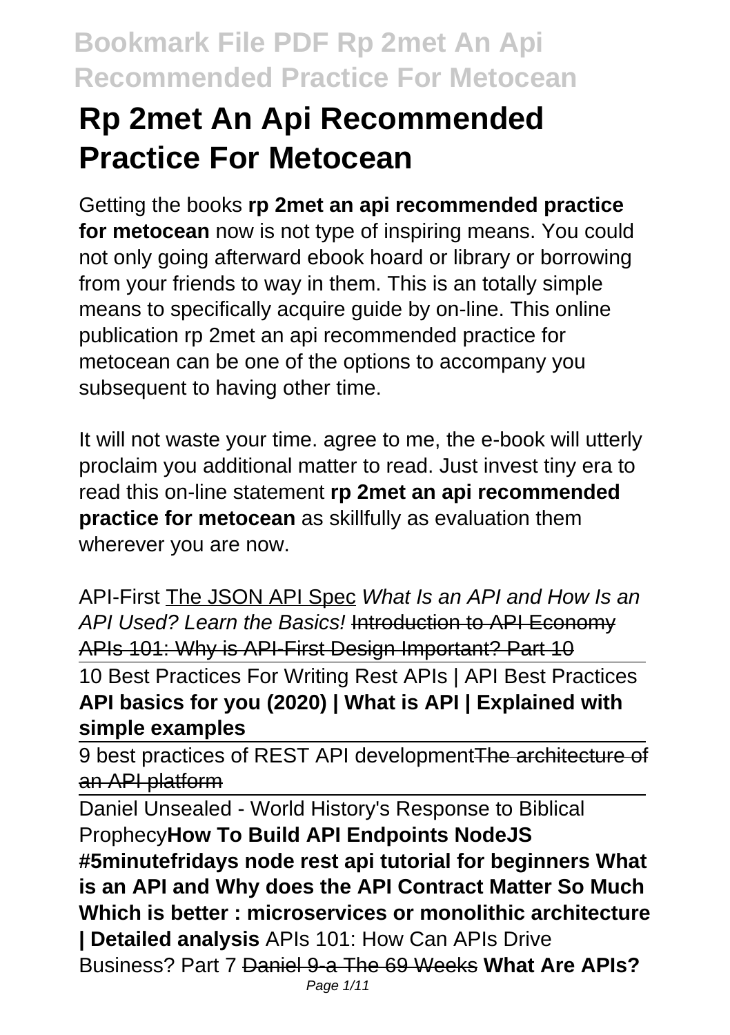# Rp 2met An Api Recommended Practice For Metocean

Getting the books **rp 2met an api recommended practice for metocean** now is not type of inspiring means. You could not only going afterward ebook hoard or library or borrowing from your friends to way in them. This is an totally simple means to specifically acquire guide by on-line. This online publication rp 2met an api recommended practice for metocean can be one of the options to accompany you subsequent to having other time.

It will not waste your time. agree to me, the e-book will utterly proclaim you additional matter to read. Just invest tiny era to read this on-line statement **rp 2met an api recommended practice for metocean** as skillfully as evaluation them wherever you are now.

API-First The JSON API Spec *What Is an API and How Is an API Used? Learn the Basics!* ~~Introduction to API Economy~~ ~~APIs 101: Why is API-First Design Important? Part 10~~

10 Best Practices For Writing Rest APIs | API Best Practices **API basics for you (2020) | What is API | Explained with simple examples**

9 best practices of REST API development~~The architecture of an API platform~~

Daniel Unsealed - World History's Response to Biblical Prophecy**How To Build API Endpoints NodeJS #5minutefridays node rest api tutorial for beginners What is an API and Why does the API Contract Matter So Much Which is better : microservices or monolithic architecture | Detailed analysis** APIs 101: How Can APIs Drive Business? Part 7 ~~Daniel 9-a The 69 Weeks~~ **What Are APIs?**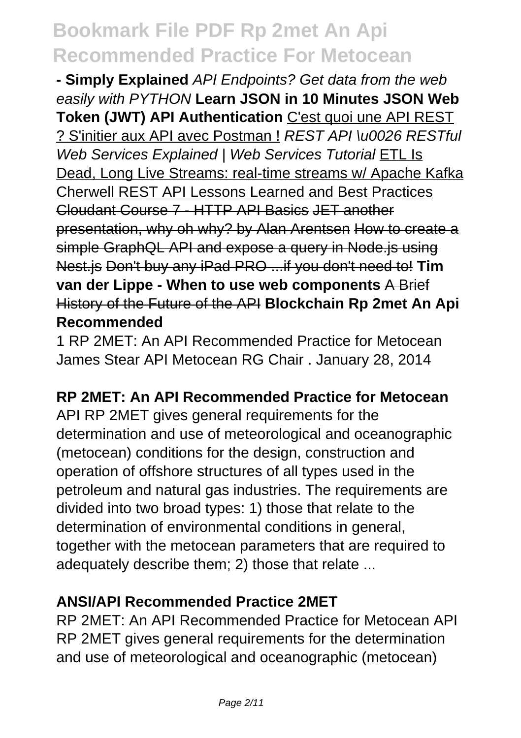**- Simply Explained** *API Endpoints? Get data from the web easily with PYTHON* **Learn JSON in 10 Minutes JSON Web Token (JWT) API Authentication** C'est quoi une API REST ? S'initier aux API avec Postman ! *REST API \u0026 RESTful Web Services Explained | Web Services Tutorial* ETL Is Dead, Long Live Streams: real-time streams w/ Apache Kafka Cherwell REST API Lessons Learned and Best Practices Cloudant Course 7 - HTTP API Basics JET another presentation, why oh why? by Alan Arentsen How to create a simple GraphQL API and expose a query in Node.js using Nest.js Don't buy any iPad PRO ...if you don't need to! **Tim van der Lippe - When to use web components** A Brief History of the Future of the API **Blockchain Rp 2met An Api Recommended**

1 RP 2MET: An API Recommended Practice for Metocean James Stear API Metocean RG Chair . January 28, 2014

**RP 2MET: An API Recommended Practice for Metocean**

API RP 2MET gives general requirements for the determination and use of meteorological and oceanographic (metocean) conditions for the design, construction and operation of offshore structures of all types used in the petroleum and natural gas industries. The requirements are divided into two broad types: 1) those that relate to the determination of environmental conditions in general, together with the metocean parameters that are required to adequately describe them; 2) those that relate ...

**ANSI/API Recommended Practice 2MET**

RP 2MET: An API Recommended Practice for Metocean API RP 2MET gives general requirements for the determination and use of meteorological and oceanographic (metocean)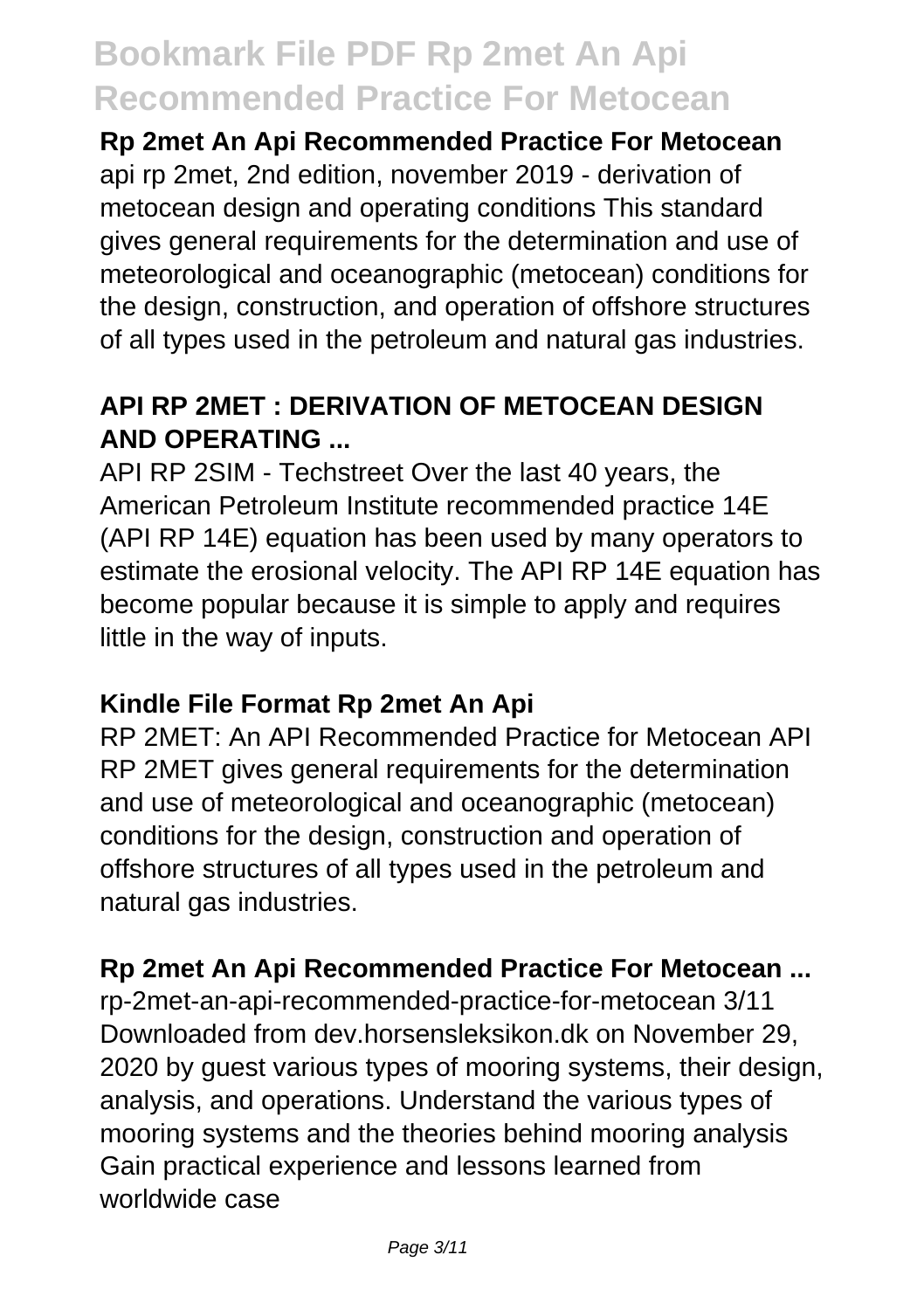**Rp 2met An Api Recommended Practice For Metocean**

api rp 2met, 2nd edition, november 2019 - derivation of metocean design and operating conditions This standard gives general requirements for the determination and use of meteorological and oceanographic (metocean) conditions for the design, construction, and operation of offshore structures of all types used in the petroleum and natural gas industries.

**API RP 2MET : DERIVATION OF METOCEAN DESIGN AND OPERATING ...**

API RP 2SIM - Techstreet Over the last 40 years, the American Petroleum Institute recommended practice 14E (API RP 14E) equation has been used by many operators to estimate the erosional velocity. The API RP 14E equation has become popular because it is simple to apply and requires little in the way of inputs.

**Kindle File Format Rp 2met An Api**

RP 2MET: An API Recommended Practice for Metocean API RP 2MET gives general requirements for the determination and use of meteorological and oceanographic (metocean) conditions for the design, construction and operation of offshore structures of all types used in the petroleum and natural gas industries.

**Rp 2met An Api Recommended Practice For Metocean ...**

rp-2met-an-api-recommended-practice-for-metocean 3/11 Downloaded from dev.horsensleksikon.dk on November 29, 2020 by guest various types of mooring systems, their design, analysis, and operations. Understand the various types of mooring systems and the theories behind mooring analysis Gain practical experience and lessons learned from worldwide case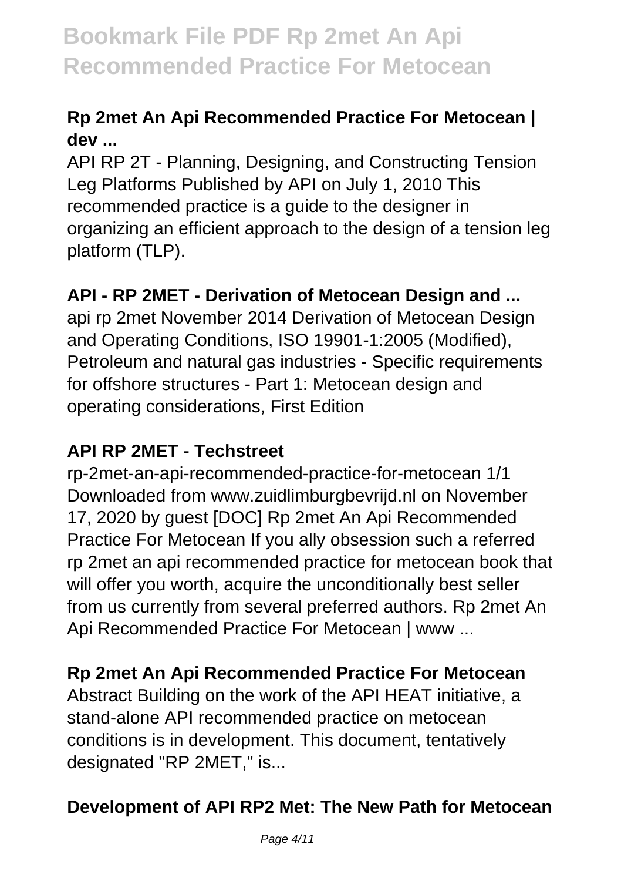**Rp 2met An Api Recommended Practice For Metocean | dev ...**

API RP 2T - Planning, Designing, and Constructing Tension Leg Platforms Published by API on July 1, 2010 This recommended practice is a guide to the designer in organizing an efficient approach to the design of a tension leg platform (TLP).

**API - RP 2MET - Derivation of Metocean Design and ...**

api rp 2met November 2014 Derivation of Metocean Design and Operating Conditions, ISO 19901-1:2005 (Modified), Petroleum and natural gas industries - Specific requirements for offshore structures - Part 1: Metocean design and operating considerations, First Edition

**API RP 2MET - Techstreet**

rp-2met-an-api-recommended-practice-for-metocean 1/1 Downloaded from www.zuidlimburgbevrijd.nl on November 17, 2020 by guest [DOC] Rp 2met An Api Recommended Practice For Metocean If you ally obsession such a referred rp 2met an api recommended practice for metocean book that will offer you worth, acquire the unconditionally best seller from us currently from several preferred authors. Rp 2met An Api Recommended Practice For Metocean | www ...

**Rp 2met An Api Recommended Practice For Metocean**

Abstract Building on the work of the API HEAT initiative, a stand-alone API recommended practice on metocean conditions is in development. This document, tentatively designated "RP 2MET," is...

**Development of API RP2 Met: The New Path for Metocean**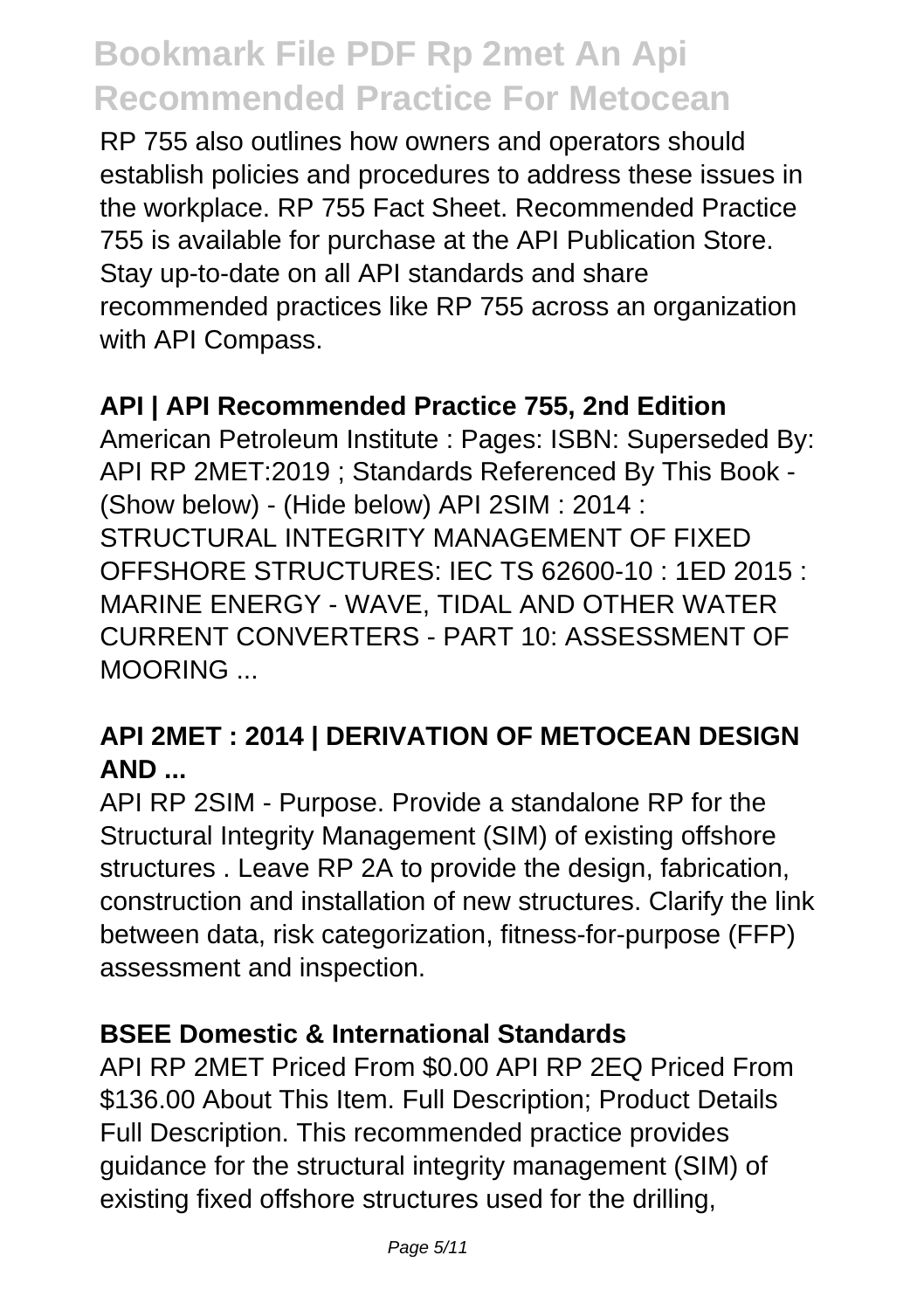RP 755 also outlines how owners and operators should establish policies and procedures to address these issues in the workplace. RP 755 Fact Sheet. Recommended Practice 755 is available for purchase at the API Publication Store. Stay up-to-date on all API standards and share recommended practices like RP 755 across an organization with API Compass.

**API | API Recommended Practice 755, 2nd Edition**

American Petroleum Institute : Pages: ISBN: Superseded By: API RP 2MET:2019 ; Standards Referenced By This Book - (Show below) - (Hide below) API 2SIM : 2014 : STRUCTURAL INTEGRITY MANAGEMENT OF FIXED OFFSHORE STRUCTURES: IEC TS 62600-10 : 1ED 2015 : MARINE ENERGY - WAVE, TIDAL AND OTHER WATER CURRENT CONVERTERS - PART 10: ASSESSMENT OF MOORING ...

**API 2MET : 2014 | DERIVATION OF METOCEAN DESIGN AND ...**

API RP 2SIM - Purpose. Provide a standalone RP for the Structural Integrity Management (SIM) of existing offshore structures . Leave RP 2A to provide the design, fabrication, construction and installation of new structures. Clarify the link between data, risk categorization, fitness-for-purpose (FFP) assessment and inspection.

**BSEE Domestic & International Standards**

API RP 2MET Priced From $0.00 API RP 2EQ Priced From $136.00 About This Item. Full Description; Product Details Full Description. This recommended practice provides guidance for the structural integrity management (SIM) of existing fixed offshore structures used for the drilling,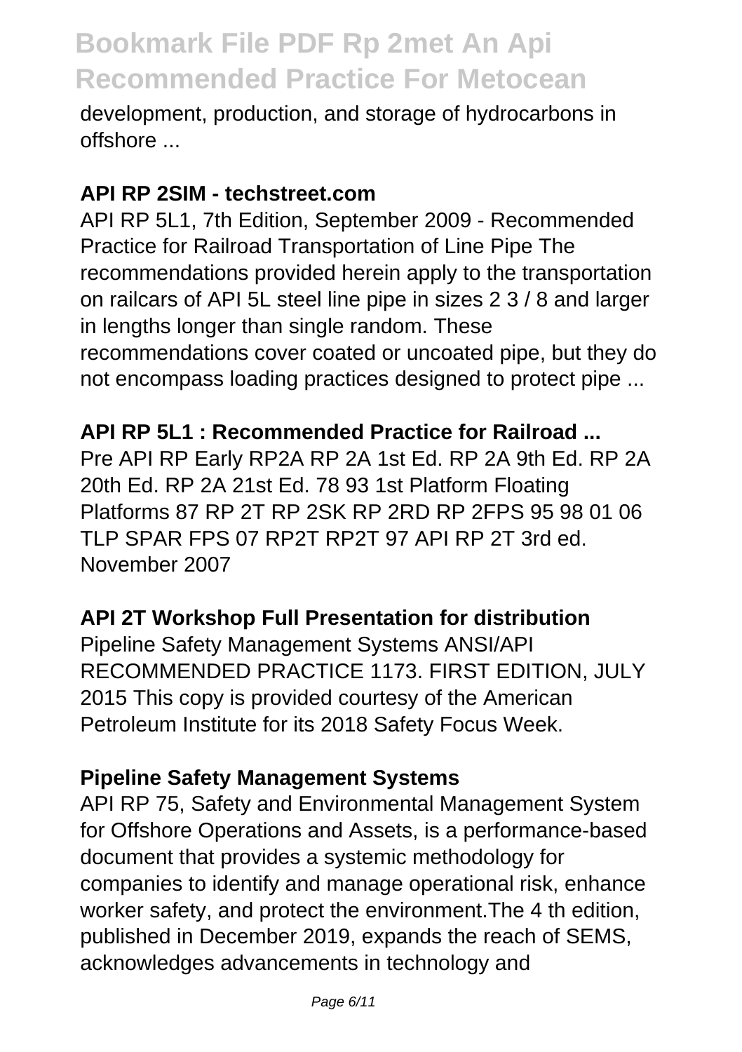development, production, and storage of hydrocarbons in offshore ...

**API RP 2SIM - techstreet.com**

API RP 5L1, 7th Edition, September 2009 - Recommended Practice for Railroad Transportation of Line Pipe The recommendations provided herein apply to the transportation on railcars of API 5L steel line pipe in sizes 2 3 / 8 and larger in lengths longer than single random. These recommendations cover coated or uncoated pipe, but they do not encompass loading practices designed to protect pipe ...

**API RP 5L1 : Recommended Practice for Railroad ...**

Pre API RP Early RP2A RP 2A 1st Ed. RP 2A 9th Ed. RP 2A 20th Ed. RP 2A 21st Ed. 78 93 1st Platform Floating Platforms 87 RP 2T RP 2SK RP 2RD RP 2FPS 95 98 01 06 TLP SPAR FPS 07 RP2T RP2T 97 API RP 2T 3rd ed. November 2007

**API 2T Workshop Full Presentation for distribution**

Pipeline Safety Management Systems ANSI/API RECOMMENDED PRACTICE 1173. FIRST EDITION, JULY 2015 This copy is provided courtesy of the American Petroleum Institute for its 2018 Safety Focus Week.

**Pipeline Safety Management Systems**

API RP 75, Safety and Environmental Management System for Offshore Operations and Assets, is a performance-based document that provides a systemic methodology for companies to identify and manage operational risk, enhance worker safety, and protect the environment.The 4 th edition, published in December 2019, expands the reach of SEMS, acknowledges advancements in technology and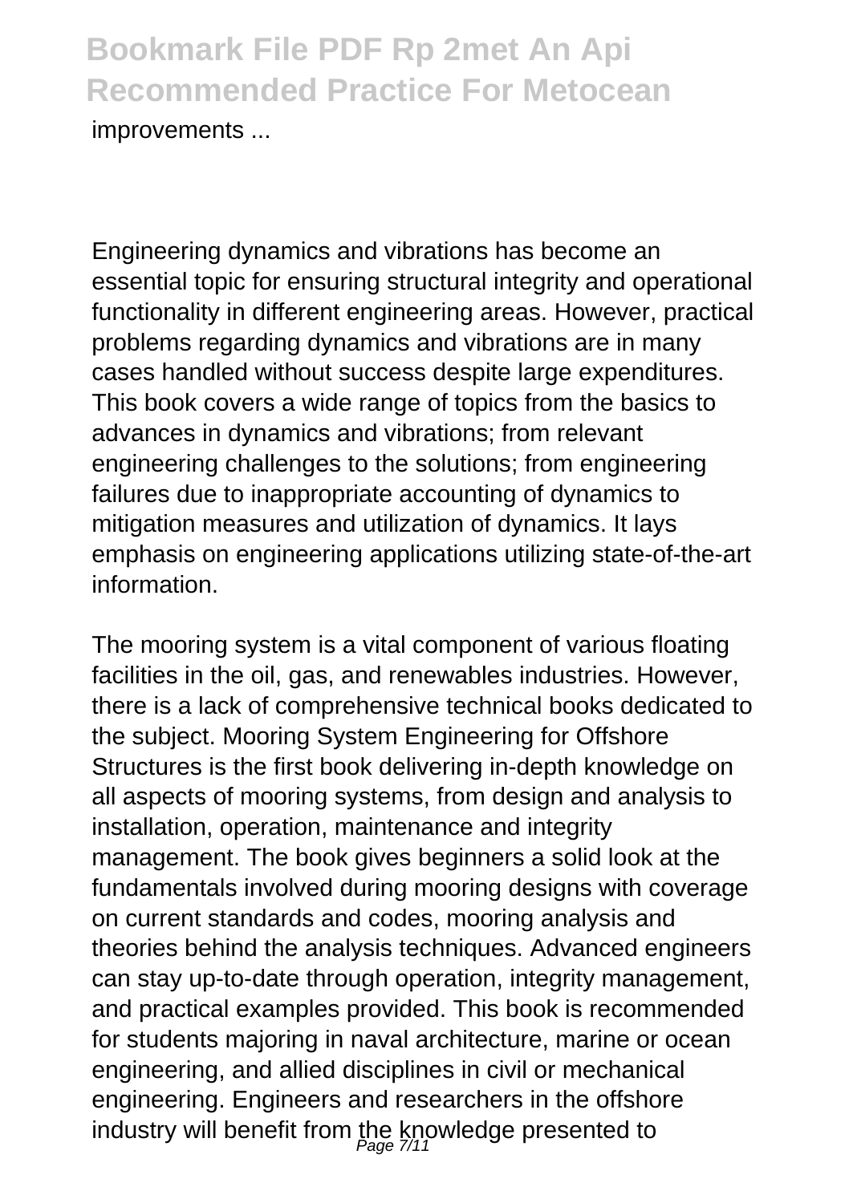improvements ...

Engineering dynamics and vibrations has become an essential topic for ensuring structural integrity and operational functionality in different engineering areas. However, practical problems regarding dynamics and vibrations are in many cases handled without success despite large expenditures. This book covers a wide range of topics from the basics to advances in dynamics and vibrations; from relevant engineering challenges to the solutions; from engineering failures due to inappropriate accounting of dynamics to mitigation measures and utilization of dynamics. It lays emphasis on engineering applications utilizing state-of-the-art information.

The mooring system is a vital component of various floating facilities in the oil, gas, and renewables industries. However, there is a lack of comprehensive technical books dedicated to the subject. Mooring System Engineering for Offshore Structures is the first book delivering in-depth knowledge on all aspects of mooring systems, from design and analysis to installation, operation, maintenance and integrity management. The book gives beginners a solid look at the fundamentals involved during mooring designs with coverage on current standards and codes, mooring analysis and theories behind the analysis techniques. Advanced engineers can stay up-to-date through operation, integrity management, and practical examples provided. This book is recommended for students majoring in naval architecture, marine or ocean engineering, and allied disciplines in civil or mechanical engineering. Engineers and researchers in the offshore industry will benefit from the knowledge presented to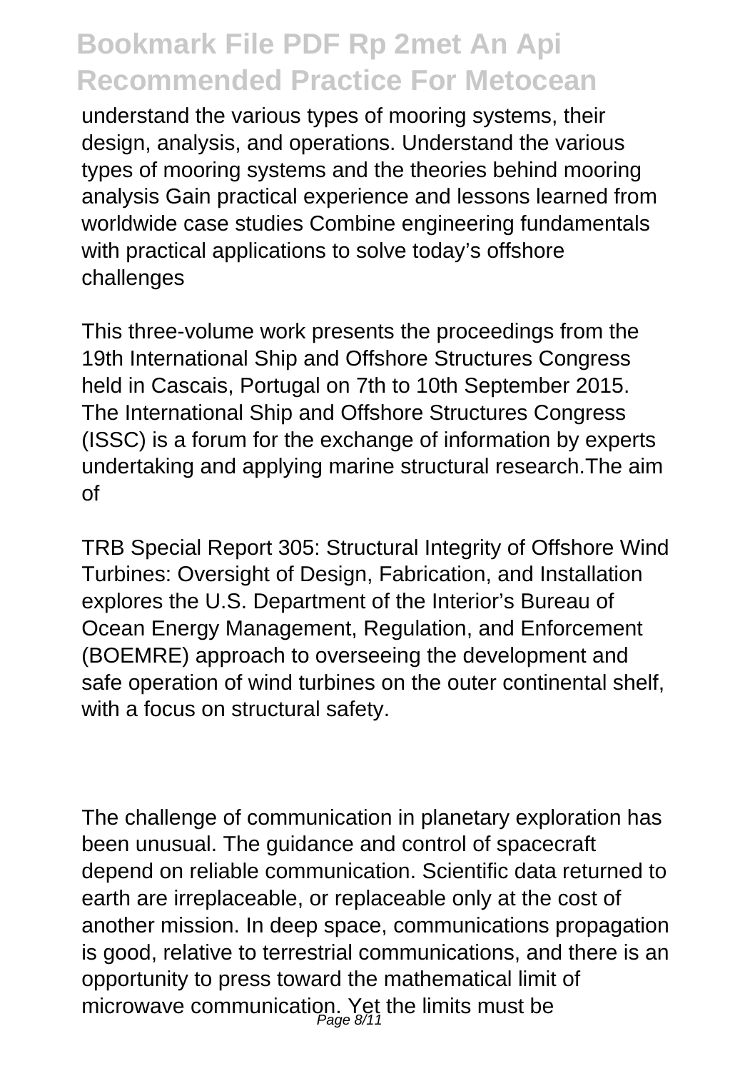understand the various types of mooring systems, their design, analysis, and operations. Understand the various types of mooring systems and the theories behind mooring analysis Gain practical experience and lessons learned from worldwide case studies Combine engineering fundamentals with practical applications to solve today's offshore challenges

This three-volume work presents the proceedings from the 19th International Ship and Offshore Structures Congress held in Cascais, Portugal on 7th to 10th September 2015. The International Ship and Offshore Structures Congress (ISSC) is a forum for the exchange of information by experts undertaking and applying marine structural research.The aim of

TRB Special Report 305: Structural Integrity of Offshore Wind Turbines: Oversight of Design, Fabrication, and Installation explores the U.S. Department of the Interior's Bureau of Ocean Energy Management, Regulation, and Enforcement (BOEMRE) approach to overseeing the development and safe operation of wind turbines on the outer continental shelf, with a focus on structural safety.

The challenge of communication in planetary exploration has been unusual. The guidance and control of spacecraft depend on reliable communication. Scientific data returned to earth are irreplaceable, or replaceable only at the cost of another mission. In deep space, communications propagation is good, relative to terrestrial communications, and there is an opportunity to press toward the mathematical limit of microwave communication. Yet the limits must be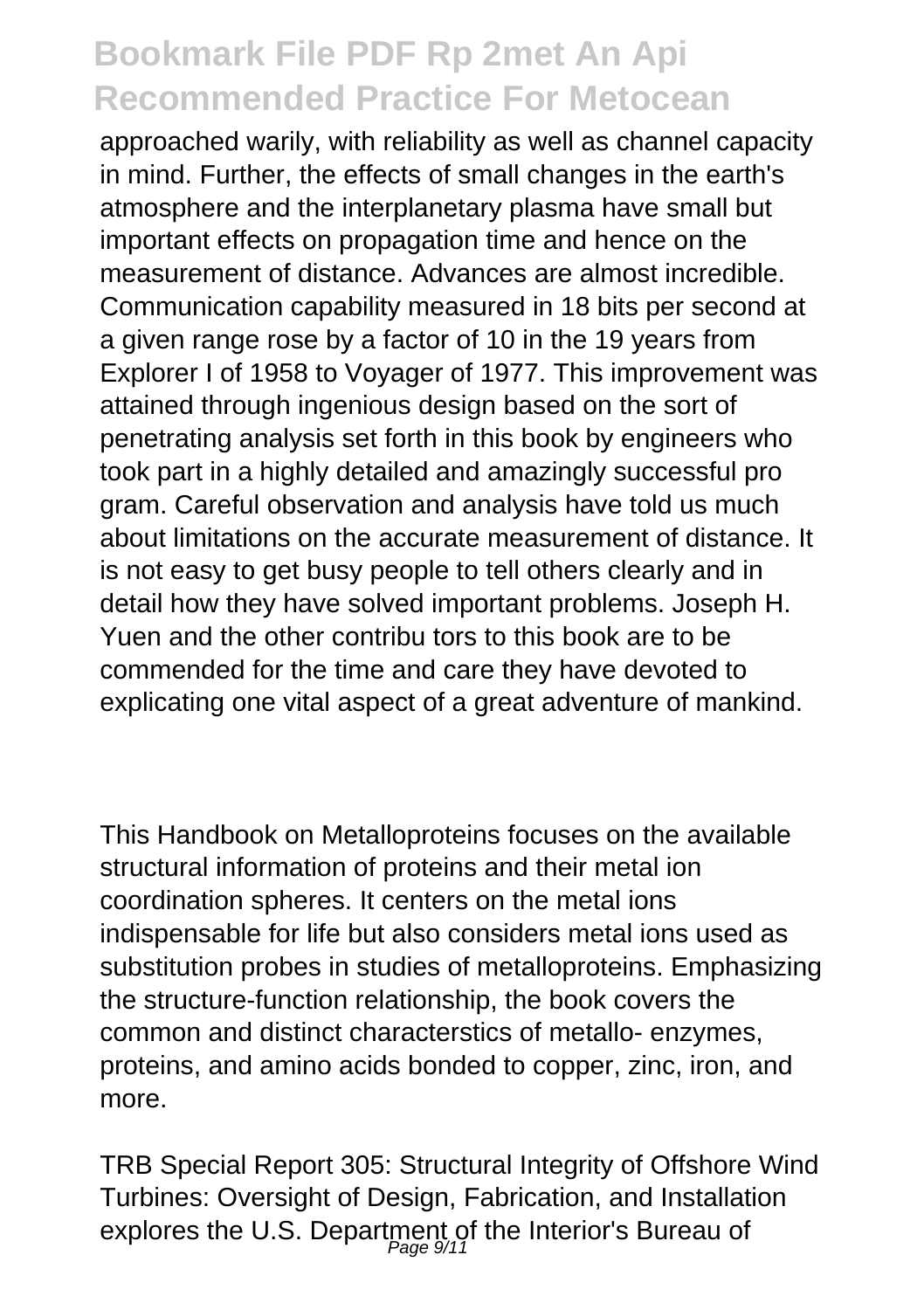approached warily, with reliability as well as channel capacity in mind. Further, the effects of small changes in the earth's atmosphere and the interplanetary plasma have small but important effects on propagation time and hence on the measurement of distance. Advances are almost incredible. Communication capability measured in 18 bits per second at a given range rose by a factor of 10 in the 19 years from Explorer I of 1958 to Voyager of 1977. This improvement was attained through ingenious design based on the sort of penetrating analysis set forth in this book by engineers who took part in a highly detailed and amazingly successful pro gram. Careful observation and analysis have told us much about limitations on the accurate measurement of distance. It is not easy to get busy people to tell others clearly and in detail how they have solved important problems. Joseph H. Yuen and the other contribu tors to this book are to be commended for the time and care they have devoted to explicating one vital aspect of a great adventure of mankind.

This Handbook on Metalloproteins focuses on the available structural information of proteins and their metal ion coordination spheres. It centers on the metal ions indispensable for life but also considers metal ions used as substitution probes in studies of metalloproteins. Emphasizing the structure-function relationship, the book covers the common and distinct characterstics of metallo- enzymes, proteins, and amino acids bonded to copper, zinc, iron, and more.

TRB Special Report 305: Structural Integrity of Offshore Wind Turbines: Oversight of Design, Fabrication, and Installation explores the U.S. Department of the Interior's Bureau of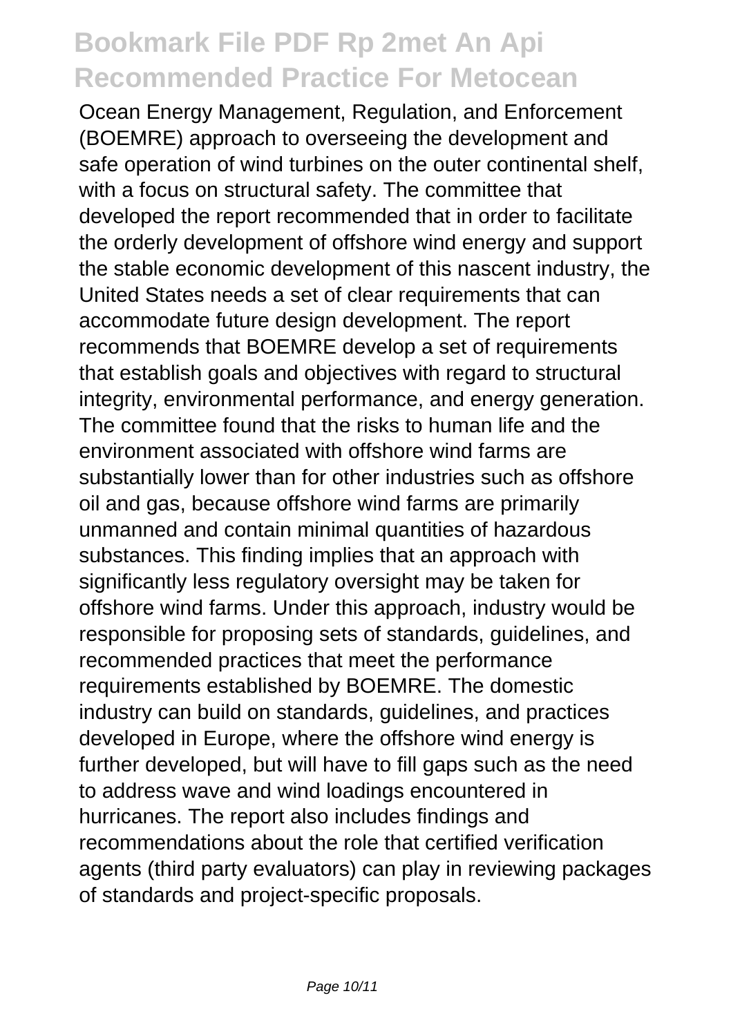Ocean Energy Management, Regulation, and Enforcement (BOEMRE) approach to overseeing the development and safe operation of wind turbines on the outer continental shelf, with a focus on structural safety. The committee that developed the report recommended that in order to facilitate the orderly development of offshore wind energy and support the stable economic development of this nascent industry, the United States needs a set of clear requirements that can accommodate future design development. The report recommends that BOEMRE develop a set of requirements that establish goals and objectives with regard to structural integrity, environmental performance, and energy generation. The committee found that the risks to human life and the environment associated with offshore wind farms are substantially lower than for other industries such as offshore oil and gas, because offshore wind farms are primarily unmanned and contain minimal quantities of hazardous substances. This finding implies that an approach with significantly less regulatory oversight may be taken for offshore wind farms. Under this approach, industry would be responsible for proposing sets of standards, guidelines, and recommended practices that meet the performance requirements established by BOEMRE. The domestic industry can build on standards, guidelines, and practices developed in Europe, where the offshore wind energy is further developed, but will have to fill gaps such as the need to address wave and wind loadings encountered in hurricanes. The report also includes findings and recommendations about the role that certified verification agents (third party evaluators) can play in reviewing packages of standards and project-specific proposals.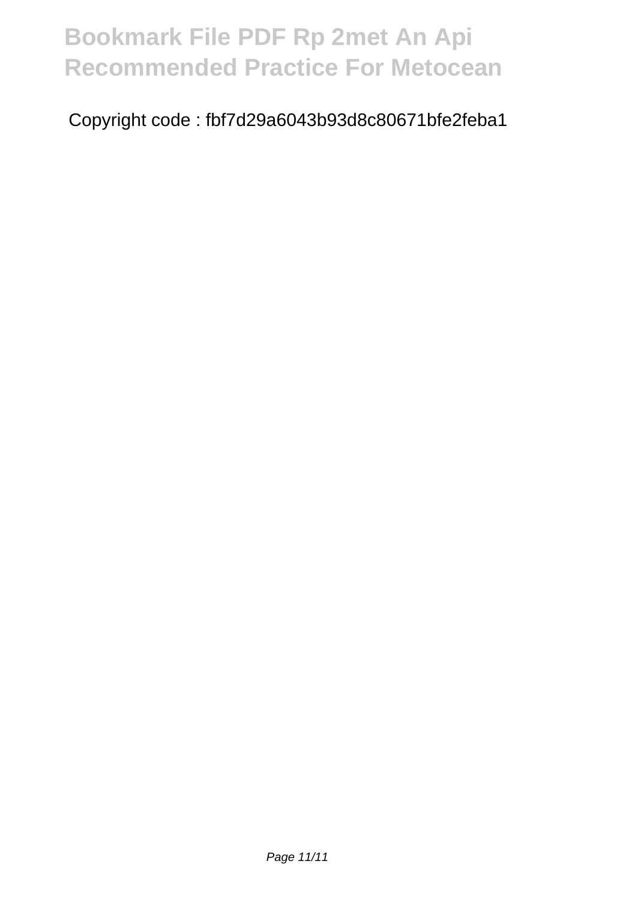Copyright code : fbf7d29a6043b93d8c80671bfe2feba1